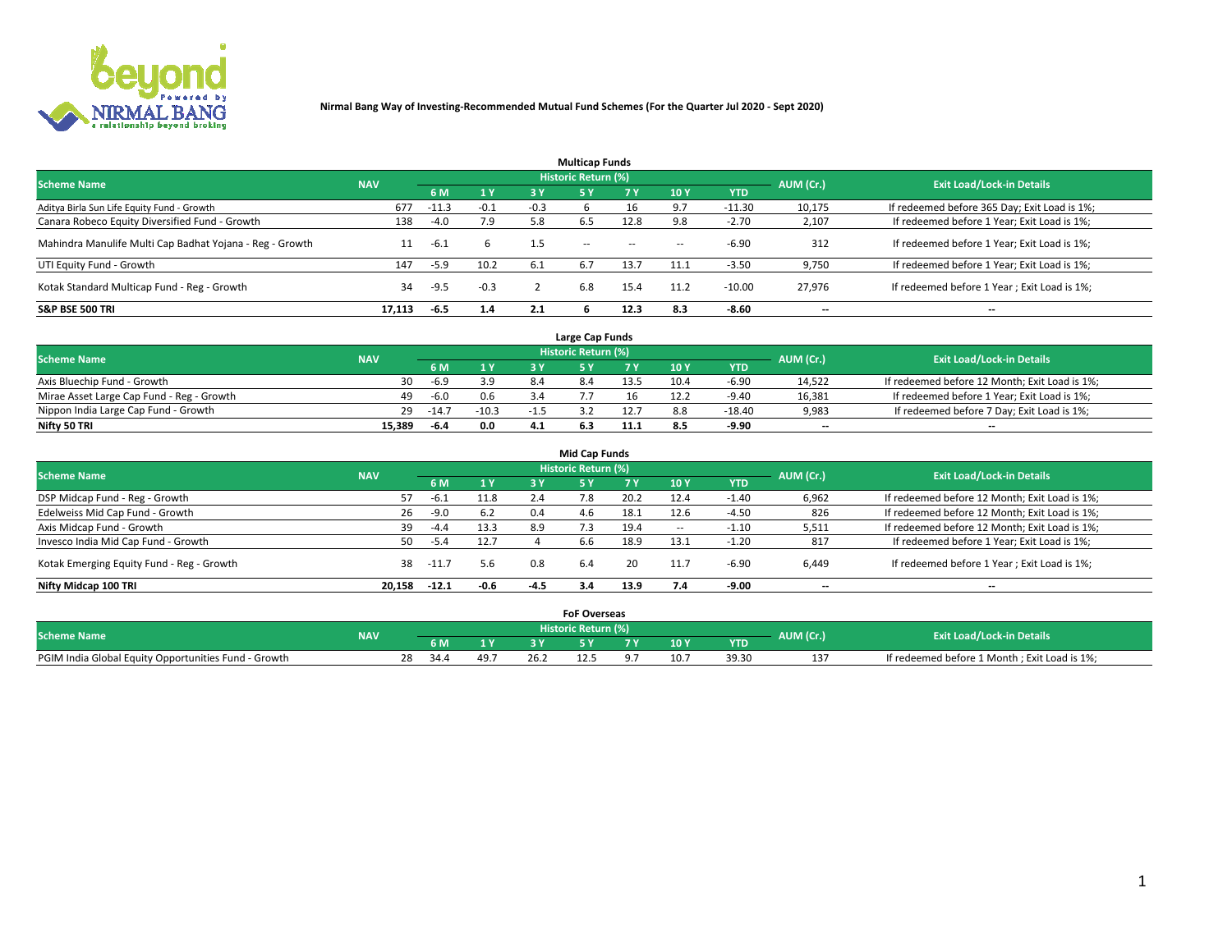**Nirmal Bang Way of Investing-Recommended Mutual Fund Schemes (For the Quarter Jul 2020 - Sept 2020)**

## Multicap Funds

| Scheme Name | NAV | Historic Return (%) | | | | | | | AUM (Cr.) | Exit Load/Lock-in Details |
|---|---|---|---|---|---|---|---|---|---|---|
| | | 6 M | 1 Y | 3 Y | 5 Y | 7 Y | 10 Y | YTD | | |
| Aditya Birla Sun Life Equity Fund - Growth | 677 | -11.3 | -0.1 | -0.3 | 6 | 16 | 9.7 | -11.30 | 10,175 | If redeemed before 365 Day; Exit Load is 1%; |
| Canara Robeco Equity Diversified Fund - Growth | 138 | -4.0 | 7.9 | 5.8 | 6.5 | 12.8 | 9.8 | -2.70 | 2,107 | If redeemed before 1 Year; Exit Load is 1%; |
| Mahindra Manulife Multi Cap Badhat Yojana - Reg - Growth | 11 | -6.1 | 6 | 1.5 | -- | -- | -- | -6.90 | 312 | If redeemed before 1 Year; Exit Load is 1%; |
| UTI Equity Fund - Growth | 147 | -5.9 | 10.2 | 6.1 | 6.7 | 13.7 | 11.1 | -3.50 | 9,750 | If redeemed before 1 Year; Exit Load is 1%; |
| Kotak Standard Multicap Fund - Reg - Growth | 34 | -9.5 | -0.3 | 2 | 6.8 | 15.4 | 11.2 | -10.00 | 27,976 | If redeemed before 1 Year ; Exit Load is 1%; |
| **S&P BSE 500 TRI** | **17,113** | **-6.5** | **1.4** | **2.1** | **6** | **12.3** | **8.3** | **-8.60** | **--** | **--** |

## Large Cap Funds

| Scheme Name | NAV | Historic Return (%) | | | | | | | AUM (Cr.) | Exit Load/Lock-in Details |
|---|---|---|---|---|---|---|---|---|---|---|
| | | 6 M | 1 Y | 3 Y | 5 Y | 7 Y | 10 Y | YTD | | |
| Axis Bluechip Fund - Growth | 30 | -6.9 | 3.9 | 8.4 | 8.4 | 13.5 | 10.4 | -6.90 | 14,522 | If redeemed before 12 Month; Exit Load is 1%; |
| Mirae Asset Large Cap Fund - Reg - Growth | 49 | -6.0 | 0.6 | 3.4 | 7.7 | 16 | 12.2 | -9.40 | 16,381 | If redeemed before 1 Year; Exit Load is 1%; |
| Nippon India Large Cap Fund - Growth | 29 | -14.7 | -10.3 | -1.5 | 3.2 | 12.7 | 8.8 | -18.40 | 9,983 | If redeemed before 7 Day; Exit Load is 1%; |
| **Nifty 50 TRI** | **15,389** | **-6.4** | **0.0** | **4.1** | **6.3** | **11.1** | **8.5** | **-9.90** | **--** | **--** |

## Mid Cap Funds

| Scheme Name | NAV | Historic Return (%) | | | | | | | AUM (Cr.) | Exit Load/Lock-in Details |
|---|---|---|---|---|---|---|---|---|---|---|
| | | 6 M | 1 Y | 3 Y | 5 Y | 7 Y | 10 Y | YTD | | |
| DSP Midcap Fund - Reg - Growth | 57 | -6.1 | 11.8 | 2.4 | 7.8 | 20.2 | 12.4 | -1.40 | 6,962 | If redeemed before 12 Month; Exit Load is 1%; |
| Edelweiss Mid Cap Fund - Growth | 26 | -9.0 | 6.2 | 0.4 | 4.6 | 18.1 | 12.6 | -4.50 | 826 | If redeemed before 12 Month; Exit Load is 1%; |
| Axis Midcap Fund - Growth | 39 | -4.4 | 13.3 | 8.9 | 7.3 | 19.4 | -- | -1.10 | 5,511 | If redeemed before 12 Month; Exit Load is 1%; |
| Invesco India Mid Cap Fund - Growth | 50 | -5.4 | 12.7 | 4 | 6.6 | 18.9 | 13.1 | -1.20 | 817 | If redeemed before 1 Year; Exit Load is 1%; |
| Kotak Emerging Equity Fund - Reg - Growth | 38 | -11.7 | 5.6 | 0.8 | 6.4 | 20 | 11.7 | -6.90 | 6,449 | If redeemed before 1 Year ; Exit Load is 1%; |
| **Nifty Midcap 100 TRI** | **20,158** | **-12.1** | **-0.6** | **-4.5** | **3.4** | **13.9** | **7.4** | **-9.00** | **--** | **--** |

## FoF Overseas

| Scheme Name | NAV | Historic Return (%) | | | | | | | AUM (Cr.) | Exit Load/Lock-in Details |
|---|---|---|---|---|---|---|---|---|---|---|
| | | 6 M | 1 Y | 3 Y | 5 Y | 7 Y | 10 Y | YTD | | |
| PGIM India Global Equity Opportunities Fund - Growth | 28 | 34.4 | 49.7 | 26.2 | 12.5 | 9.7 | 10.7 | 39.30 | 137 | If redeemed before 1 Month ; Exit Load is 1%; |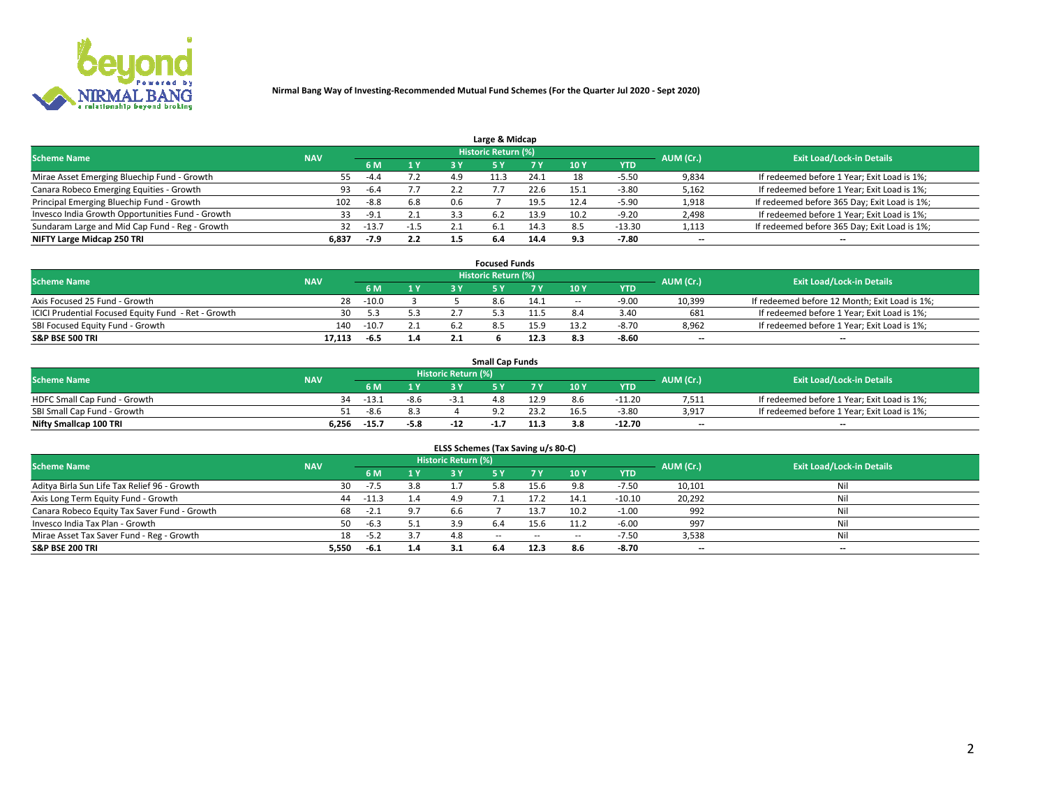Nirmal Bang Way of Investing-Recommended Mutual Fund Schemes (For the Quarter Jul 2020 - Sept 2020)

## Large & Midcap

| Scheme Name | NAV | Historic Return (%) | | | | | | | AUM (Cr.) | Exit Load/Lock-in Details |
|---|---|---|---|---|---|---|---|---|---|---|
| | | 6 M | 1 Y | 3 Y | 5 Y | 7 Y | 10 Y | YTD | | |
| Mirae Asset Emerging Bluechip Fund - Growth | 55 | -4.4 | 7.2 | 4.9 | 11.3 | 24.1 | 18 | -5.50 | 9,834 | If redeemed before 1 Year; Exit Load is 1%; |
| Canara Robeco Emerging Equities - Growth | 93 | -6.4 | 7.7 | 2.2 | 7.7 | 22.6 | 15.1 | -3.80 | 5,162 | If redeemed before 1 Year; Exit Load is 1%; |
| Principal Emerging Bluechip Fund - Growth | 102 | -8.8 | 6.8 | 0.6 | 7 | 19.5 | 12.4 | -5.90 | 1,918 | If redeemed before 365 Day; Exit Load is 1%; |
| Invesco India Growth Opportunities Fund - Growth | 33 | -9.1 | 2.1 | 3.3 | 6.2 | 13.9 | 10.2 | -9.20 | 2,498 | If redeemed before 1 Year; Exit Load is 1%; |
| Sundaram Large and Mid Cap Fund - Reg - Growth | 32 | -13.7 | -1.5 | 2.1 | 6.1 | 14.3 | 8.5 | -13.30 | 1,113 | If redeemed before 365 Day; Exit Load is 1%; |
| **NIFTY Large Midcap 250 TRI** | **6,837** | **-7.9** | **2.2** | **1.5** | **6.4** | **14.4** | **9.3** | **-7.80** | -- | -- |

## Focused Funds

| Scheme Name | NAV | Historic Return (%) | | | | | | | AUM (Cr.) | Exit Load/Lock-in Details |
|---|---|---|---|---|---|---|---|---|---|---|
| | | 6 M | 1 Y | 3 Y | 5 Y | 7 Y | 10 Y | YTD | | |
| Axis Focused 25 Fund - Growth | 28 | -10.0 | 3 | 5 | 8.6 | 14.1 | -- | -9.00 | 10,399 | If redeemed before 12 Month; Exit Load is 1%; |
| ICICI Prudential Focused Equity Fund - Ret - Growth | 30 | 5.3 | 5.3 | 2.7 | 5.3 | 11.5 | 8.4 | 3.40 | 681 | If redeemed before 1 Year; Exit Load is 1%; |
| SBI Focused Equity Fund - Growth | 140 | -10.7 | 2.1 | 6.2 | 8.5 | 15.9 | 13.2 | -8.70 | 8,962 | If redeemed before 1 Year; Exit Load is 1%; |
| **S&P BSE 500 TRI** | **17,113** | **-6.5** | **1.4** | **2.1** | **6** | **12.3** | **8.3** | **-8.60** | -- | -- |

## Small Cap Funds

| Scheme Name | NAV | Historic Return (%) | | | | | | | AUM (Cr.) | Exit Load/Lock-in Details |
|---|---|---|---|---|---|---|---|---|---|---|
| | | 6 M | 1 Y | 3 Y | 5 Y | 7 Y | 10 Y | YTD | | |
| HDFC Small Cap Fund - Growth | 34 | -13.1 | -8.6 | -3.1 | 4.8 | 12.9 | 8.6 | -11.20 | 7,511 | If redeemed before 1 Year; Exit Load is 1%; |
| SBI Small Cap Fund - Growth | 51 | -8.6 | 8.3 | 4 | 9.2 | 23.2 | 16.5 | -3.80 | 3,917 | If redeemed before 1 Year; Exit Load is 1%; |
| **Nifty Smallcap 100 TRI** | **6,256** | **-15.7** | **-5.8** | **-12** | **-1.7** | **11.3** | **3.8** | **-12.70** | -- | -- |

## ELSS Schemes (Tax Saving u/s 80-C)

| Scheme Name | NAV | Historic Return (%) | | | | | | | AUM (Cr.) | Exit Load/Lock-in Details |
|---|---|---|---|---|---|---|---|---|---|---|
| | | 6 M | 1 Y | 3 Y | 5 Y | 7 Y | 10 Y | YTD | | |
| Aditya Birla Sun Life Tax Relief 96 - Growth | 30 | -7.5 | 3.8 | 1.7 | 5.8 | 15.6 | 9.8 | -7.50 | 10,101 | Nil |
| Axis Long Term Equity Fund - Growth | 44 | -11.3 | 1.4 | 4.9 | 7.1 | 17.2 | 14.1 | -10.10 | 20,292 | Nil |
| Canara Robeco Equity Tax Saver Fund - Growth | 68 | -2.1 | 9.7 | 6.6 | 7 | 13.7 | 10.2 | -1.00 | 992 | Nil |
| Invesco India Tax Plan - Growth | 50 | -6.3 | 5.1 | 3.9 | 6.4 | 15.6 | 11.2 | -6.00 | 997 | Nil |
| Mirae Asset Tax Saver Fund - Reg - Growth | 18 | -5.2 | 3.7 | 4.8 | -- | -- | -- | -7.50 | 3,538 | Nil |
| **S&P BSE 200 TRI** | **5,550** | **-6.1** | **1.4** | **3.1** | **6.4** | **12.3** | **8.6** | **-8.70** | -- | -- |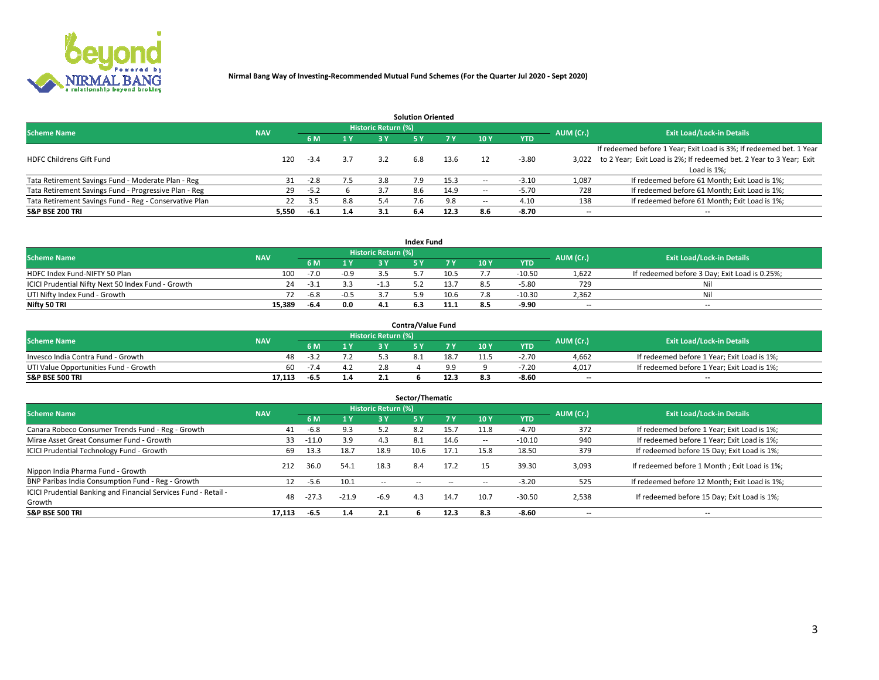**Nirmal Bang Way of Investing-Recommended Mutual Fund Schemes (For the Quarter Jul 2020 - Sept 2020)**

## Solution Oriented

| Scheme Name | NAV | Historic Return (%) | | | | | | | AUM (Cr.) | Exit Load/Lock-in Details |
|---|---|---|---|---|---|---|---|---|---|---|
| | | 6 M | 1 Y | 3 Y | 5 Y | 7 Y | 10 Y | YTD | | |
| HDFC Childrens Gift Fund | 120 | -3.4 | 3.7 | 3.2 | 6.8 | 13.6 | 12 | -3.80 | 3,022 | If redeemed before 1 Year; Exit Load is 3%; If redeemed bet. 1 Year to 2 Year; Exit Load is 2%; If redeemed bet. 2 Year to 3 Year; Exit Load is 1%; |
| Tata Retirement Savings Fund - Moderate Plan - Reg | 31 | -2.8 | 7.5 | 3.8 | 7.9 | 15.3 | -- | -3.10 | 1,087 | If redeemed before 61 Month; Exit Load is 1%; |
| Tata Retirement Savings Fund - Progressive Plan - Reg | 29 | -5.2 | 6 | 3.7 | 8.6 | 14.9 | -- | -5.70 | 728 | If redeemed before 61 Month; Exit Load is 1%; |
| Tata Retirement Savings Fund - Reg - Conservative Plan | 22 | 3.5 | 8.8 | 5.4 | 7.6 | 9.8 | -- | 4.10 | 138 | If redeemed before 61 Month; Exit Load is 1%; |
| **S&P BSE 200 TRI** | **5,550** | **-6.1** | **1.4** | **3.1** | **6.4** | **12.3** | **8.6** | **-8.70** | -- | -- |

## Index Fund

| Scheme Name | NAV | Historic Return (%) | | | | | | | AUM (Cr.) | Exit Load/Lock-in Details |
|---|---|---|---|---|---|---|---|---|---|---|
| | | 6 M | 1 Y | 3 Y | 5 Y | 7 Y | 10 Y | YTD | | |
| HDFC Index Fund-NIFTY 50 Plan | 100 | -7.0 | -0.9 | 3.5 | 5.7 | 10.5 | 7.7 | -10.50 | 1,622 | If redeemed before 3 Day; Exit Load is 0.25%; |
| ICICI Prudential Nifty Next 50 Index Fund - Growth | 24 | -3.1 | 3.3 | -1.3 | 5.2 | 13.7 | 8.5 | -5.80 | 729 | Nil |
| UTI Nifty Index Fund - Growth | 72 | -6.8 | -0.5 | 3.7 | 5.9 | 10.6 | 7.8 | -10.30 | 2,362 | Nil |
| **Nifty 50 TRI** | **15,389** | **-6.4** | **0.0** | **4.1** | **6.3** | **11.1** | **8.5** | **-9.90** | -- | -- |

## Contra/Value Fund

| Scheme Name | NAV | Historic Return (%) | | | | | | | AUM (Cr.) | Exit Load/Lock-in Details |
|---|---|---|---|---|---|---|---|---|---|---|
| | | 6 M | 1 Y | 3 Y | 5 Y | 7 Y | 10 Y | YTD | | |
| Invesco India Contra Fund - Growth | 48 | -3.2 | 7.2 | 5.3 | 8.1 | 18.7 | 11.5 | -2.70 | 4,662 | If redeemed before 1 Year; Exit Load is 1%; |
| UTI Value Opportunities Fund - Growth | 60 | -7.4 | 4.2 | 2.8 | 4 | 9.9 | 9 | -7.20 | 4,017 | If redeemed before 1 Year; Exit Load is 1%; |
| **S&P BSE 500 TRI** | **17,113** | **-6.5** | **1.4** | **2.1** | **6** | **12.3** | **8.3** | **-8.60** | -- | -- |

## Sector/Thematic

| Scheme Name | NAV | Historic Return (%) | | | | | | | AUM (Cr.) | Exit Load/Lock-in Details |
|---|---|---|---|---|---|---|---|---|---|---|
| | | 6 M | 1 Y | 3 Y | 5 Y | 7 Y | 10 Y | YTD | | |
| Canara Robeco Consumer Trends Fund - Reg - Growth | 41 | -6.8 | 9.3 | 5.2 | 8.2 | 15.7 | 11.8 | -4.70 | 372 | If redeemed before 1 Year; Exit Load is 1%; |
| Mirae Asset Great Consumer Fund - Growth | 33 | -11.0 | 3.9 | 4.3 | 8.1 | 14.6 | -- | -10.10 | 940 | If redeemed before 1 Year; Exit Load is 1%; |
| ICICI Prudential Technology Fund - Growth | 69 | 13.3 | 18.7 | 18.9 | 10.6 | 17.1 | 15.8 | 18.50 | 379 | If redeemed before 15 Day; Exit Load is 1%; |
| Nippon India Pharma Fund - Growth | 212 | 36.0 | 54.1 | 18.3 | 8.4 | 17.2 | 15 | 39.30 | 3,093 | If redeemed before 1 Month ; Exit Load is 1%; |
| BNP Paribas India Consumption Fund - Reg - Growth | 12 | -5.6 | 10.1 | -- | -- | -- | -- | -3.20 | 525 | If redeemed before 12 Month; Exit Load is 1%; |
| ICICI Prudential Banking and Financial Services Fund - Retail - Growth | 48 | -27.3 | -21.9 | -6.9 | 4.3 | 14.7 | 10.7 | -30.50 | 2,538 | If redeemed before 15 Day; Exit Load is 1%; |
| **S&P BSE 500 TRI** | **17,113** | **-6.5** | **1.4** | **2.1** | **6** | **12.3** | **8.3** | **-8.60** | -- | -- |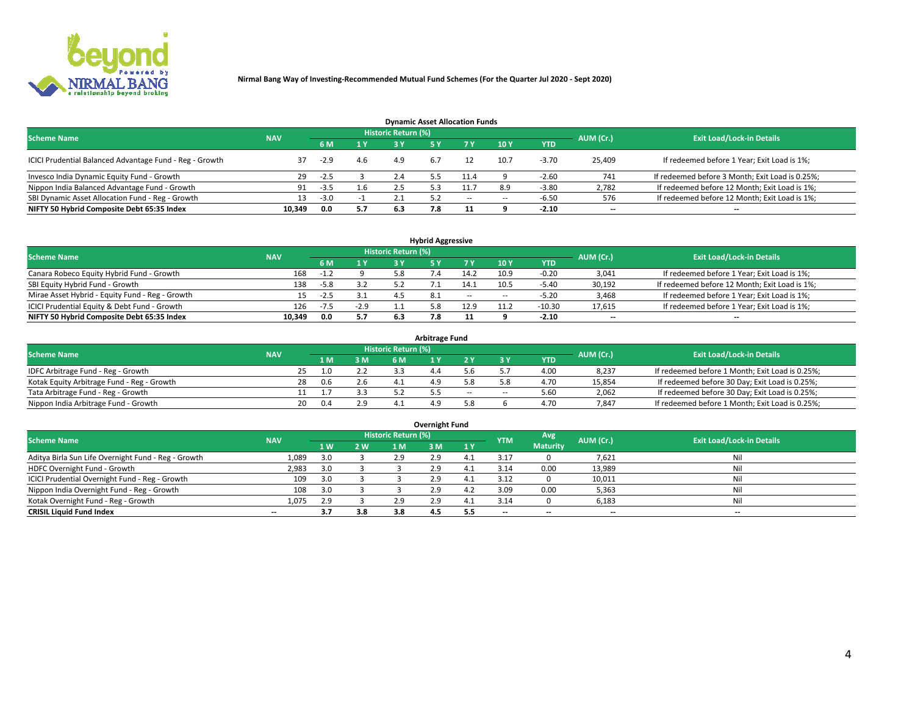**Nirmal Bang Way of Investing-Recommended Mutual Fund Schemes (For the Quarter Jul 2020 - Sept 2020)**

## Dynamic Asset Allocation Funds

| Scheme Name | NAV | Historic Return (%) | | | | | | | AUM (Cr.) | Exit Load/Lock-in Details |
|---|---|---|---|---|---|---|---|---|---|---|
| | | 6 M | 1 Y | 3 Y | 5 Y | 7 Y | 10 Y | YTD | | |
| ICICI Prudential Balanced Advantage Fund - Reg - Growth | 37 | -2.9 | 4.6 | 4.9 | 6.7 | 12 | 10.7 | -3.70 | 25,409 | If redeemed before 1 Year; Exit Load is 1%; |
| Invesco India Dynamic Equity Fund - Growth | 29 | -2.5 | 3 | 2.4 | 5.5 | 11.4 | 9 | -2.60 | 741 | If redeemed before 3 Month; Exit Load is 0.25%; |
| Nippon India Balanced Advantage Fund - Growth | 91 | -3.5 | 1.6 | 2.5 | 5.3 | 11.7 | 8.9 | -3.80 | 2,782 | If redeemed before 12 Month; Exit Load is 1%; |
| SBI Dynamic Asset Allocation Fund - Reg - Growth | 13 | -3.0 | -1 | 2.1 | 5.2 | -- | -- | -6.50 | 576 | If redeemed before 12 Month; Exit Load is 1%; |
| **NIFTY 50 Hybrid Composite Debt 65:35 Index** | **10,349** | **0.0** | **5.7** | **6.3** | **7.8** | **11** | **9** | **-2.10** | **--** | **--** |

## Hybrid Aggressive

| Scheme Name | NAV | Historic Return (%) | | | | | | | AUM (Cr.) | Exit Load/Lock-in Details |
|---|---|---|---|---|---|---|---|---|---|---|
| | | 6 M | 1 Y | 3 Y | 5 Y | 7 Y | 10 Y | YTD | | |
| Canara Robeco Equity Hybrid Fund - Growth | 168 | -1.2 | 9 | 5.8 | 7.4 | 14.2 | 10.9 | -0.20 | 3,041 | If redeemed before 1 Year; Exit Load is 1%; |
| SBI Equity Hybrid Fund - Growth | 138 | -5.8 | 3.2 | 5.2 | 7.1 | 14.1 | 10.5 | -5.40 | 30,192 | If redeemed before 12 Month; Exit Load is 1%; |
| Mirae Asset Hybrid - Equity Fund - Reg - Growth | 15 | -2.5 | 3.1 | 4.5 | 8.1 | -- | -- | -5.20 | 3,468 | If redeemed before 1 Year; Exit Load is 1%; |
| ICICI Prudential Equity & Debt Fund - Growth | 126 | -7.5 | -2.9 | 1.1 | 5.8 | 12.9 | 11.2 | -10.30 | 17,615 | If redeemed before 1 Year; Exit Load is 1%; |
| **NIFTY 50 Hybrid Composite Debt 65:35 Index** | **10,349** | **0.0** | **5.7** | **6.3** | **7.8** | **11** | **9** | **-2.10** | **--** | **--** |

## Arbitrage Fund

| Scheme Name | NAV | Historic Return (%) | | | | | | | AUM (Cr.) | Exit Load/Lock-in Details |
|---|---|---|---|---|---|---|---|---|---|---|
| | | 1 M | 3 M | 6 M | 1 Y | 2 Y | 3 Y | YTD | | |
| IDFC Arbitrage Fund - Reg - Growth | 25 | 1.0 | 2.2 | 3.3 | 4.4 | 5.6 | 5.7 | 4.00 | 8,237 | If redeemed before 1 Month; Exit Load is 0.25%; |
| Kotak Equity Arbitrage Fund - Reg - Growth | 28 | 0.6 | 2.6 | 4.1 | 4.9 | 5.8 | 5.8 | 4.70 | 15,854 | If redeemed before 30 Day; Exit Load is 0.25%; |
| Tata Arbitrage Fund - Reg - Growth | 11 | 1.7 | 3.3 | 5.2 | 5.5 | -- | -- | 5.60 | 2,062 | If redeemed before 30 Day; Exit Load is 0.25%; |
| Nippon India Arbitrage Fund - Growth | 20 | 0.4 | 2.9 | 4.1 | 4.9 | 5.8 | 6 | 4.70 | 7,847 | If redeemed before 1 Month; Exit Load is 0.25%; |

## Overnight Fund

| Scheme Name | NAV | Historic Return (%) | | | | | YTM | Avg Maturity | AUM (Cr.) | Exit Load/Lock-in Details |
|---|---|---|---|---|---|---|---|---|---|---|
| | | 1 W | 2 W | 1 M | 3 M | 1 Y | | | | |
| Aditya Birla Sun Life Overnight Fund - Reg - Growth | 1,089 | 3.0 | 3 | 2.9 | 2.9 | 4.1 | 3.17 | 0 | 7,621 | Nil |
| HDFC Overnight Fund - Growth | 2,983 | 3.0 | 3 | 3 | 2.9 | 4.1 | 3.14 | 0.00 | 13,989 | Nil |
| ICICI Prudential Overnight Fund - Reg - Growth | 109 | 3.0 | 3 | 3 | 2.9 | 4.1 | 3.12 | 0 | 10,011 | Nil |
| Nippon India Overnight Fund - Reg - Growth | 108 | 3.0 | 3 | 3 | 2.9 | 4.2 | 3.09 | 0.00 | 5,363 | Nil |
| Kotak Overnight Fund - Reg - Growth | 1,075 | 2.9 | 3 | 2.9 | 2.9 | 4.1 | 3.14 | 0 | 6,183 | Nil |
| **CRISIL Liquid Fund Index** | **--** | **3.7** | **3.8** | **3.8** | **4.5** | **5.5** | **--** | **--** | **--** | **--** |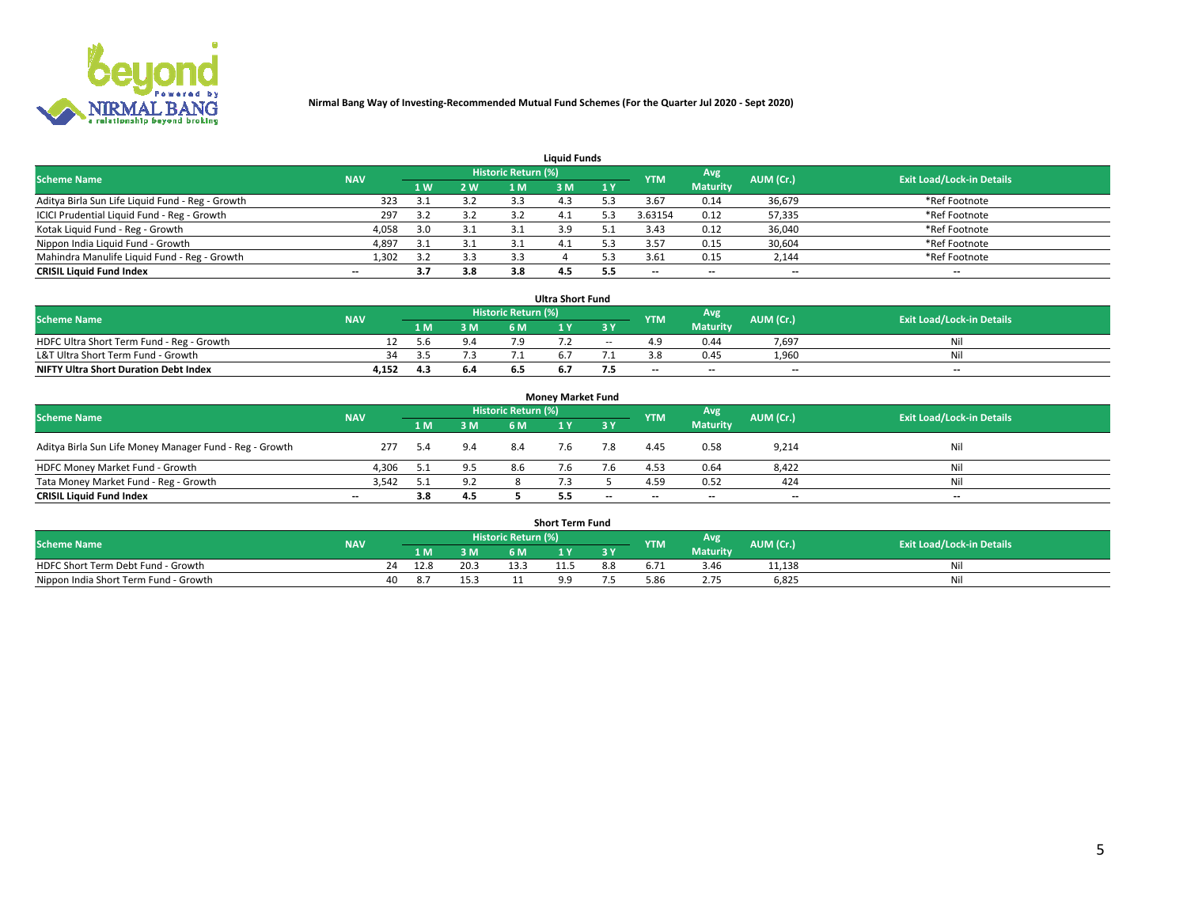**Nirmal Bang Way of Investing-Recommended Mutual Fund Schemes (For the Quarter Jul 2020 - Sept 2020)**

### Liquid Funds

| Scheme Name | NAV | Historic Return (%) | | | | | YTM | Avg Maturity | AUM (Cr.) | Exit Load/Lock-in Details |
|---|---|---|---|---|---|---|---|---|---|---|
| | | 1 W | 2 W | 1 M | 3 M | 1 Y | | | | |
| Aditya Birla Sun Life Liquid Fund - Reg - Growth | 323 | 3.1 | 3.2 | 3.3 | 4.3 | 5.3 | 3.67 | 0.14 | 36,679 | *Ref Footnote |
| ICICI Prudential Liquid Fund - Reg - Growth | 297 | 3.2 | 3.2 | 3.2 | 4.1 | 5.3 | 3.63154 | 0.12 | 57,335 | *Ref Footnote |
| Kotak Liquid Fund - Reg - Growth | 4,058 | 3.0 | 3.1 | 3.1 | 3.9 | 5.1 | 3.43 | 0.12 | 36,040 | *Ref Footnote |
| Nippon India Liquid Fund - Growth | 4,897 | 3.1 | 3.1 | 3.1 | 4.1 | 5.3 | 3.57 | 0.15 | 30,604 | *Ref Footnote |
| Mahindra Manulife Liquid Fund - Reg - Growth | 1,302 | 3.2 | 3.3 | 3.3 | 4 | 5.3 | 3.61 | 0.15 | 2,144 | *Ref Footnote |
| **CRISIL Liquid Fund Index** | -- | **3.7** | **3.8** | **3.8** | **4.5** | **5.5** | -- | -- | -- | -- |

### Ultra Short Fund

| Scheme Name | NAV | Historic Return (%) | | | | | YTM | Avg Maturity | AUM (Cr.) | Exit Load/Lock-in Details |
|---|---|---|---|---|---|---|---|---|---|---|
| | | 1 M | 3 M | 6 M | 1 Y | 3 Y | | | | |
| HDFC Ultra Short Term Fund - Reg - Growth | 12 | 5.6 | 9.4 | 7.9 | 7.2 | -- | 4.9 | 0.44 | 7,697 | Nil |
| L&T Ultra Short Term Fund - Growth | 34 | 3.5 | 7.3 | 7.1 | 6.7 | 7.1 | 3.8 | 0.45 | 1,960 | Nil |
| **NIFTY Ultra Short Duration Debt Index** | **4,152** | **4.3** | **6.4** | **6.5** | **6.7** | **7.5** | -- | -- | -- | -- |

### Money Market Fund

| Scheme Name | NAV | Historic Return (%) | | | | | YTM | Avg Maturity | AUM (Cr.) | Exit Load/Lock-in Details |
|---|---|---|---|---|---|---|---|---|---|---|
| | | 1 M | 3 M | 6 M | 1 Y | 3 Y | | | | |
| Aditya Birla Sun Life Money Manager Fund - Reg - Growth | 277 | 5.4 | 9.4 | 8.4 | 7.6 | 7.8 | 4.45 | 0.58 | 9,214 | Nil |
| HDFC Money Market Fund - Growth | 4,306 | 5.1 | 9.5 | 8.6 | 7.6 | 7.6 | 4.53 | 0.64 | 8,422 | Nil |
| Tata Money Market Fund - Reg - Growth | 3,542 | 5.1 | 9.2 | 8 | 7.3 | 5 | 4.59 | 0.52 | 424 | Nil |
| **CRISIL Liquid Fund Index** | -- | **3.8** | **4.5** | **5** | **5.5** | -- | -- | -- | -- | -- |

### Short Term Fund

| Scheme Name | NAV | Historic Return (%) | | | | | YTM | Avg Maturity | AUM (Cr.) | Exit Load/Lock-in Details |
|---|---|---|---|---|---|---|---|---|---|---|
| | | 1 M | 3 M | 6 M | 1 Y | 3 Y | | | | |
| HDFC Short Term Debt Fund - Growth | 24 | 12.8 | 20.3 | 13.3 | 11.5 | 8.8 | 6.71 | 3.46 | 11,138 | Nil |
| Nippon India Short Term Fund - Growth | 40 | 8.7 | 15.3 | 11 | 9.9 | 7.5 | 5.86 | 2.75 | 6,825 | Nil |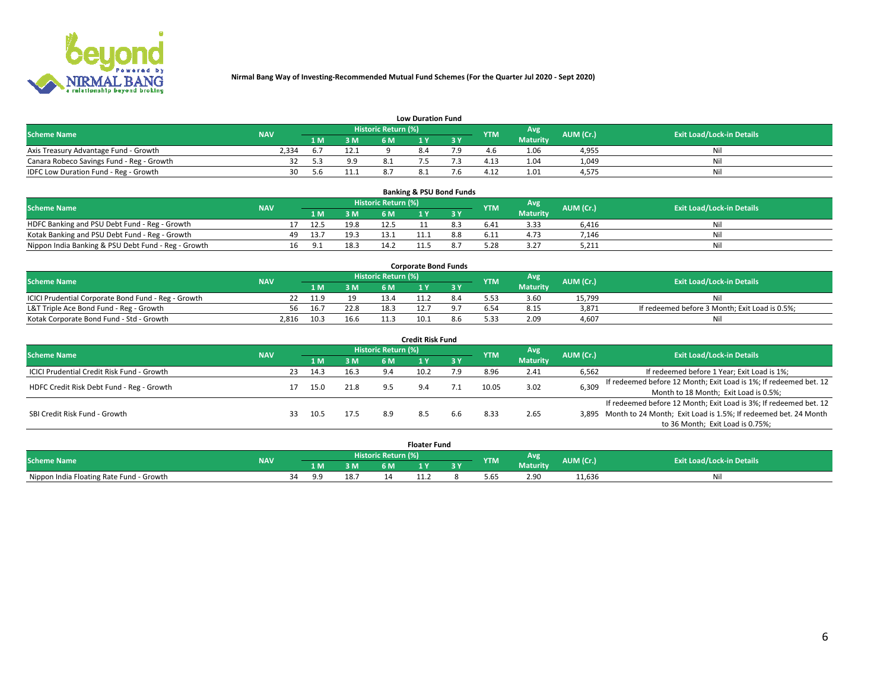**Nirmal Bang Way of Investing-Recommended Mutual Fund Schemes (For the Quarter Jul 2020 - Sept 2020)**

### Low Duration Fund

| Scheme Name | NAV | Historic Return (%) | | | | | YTM | Avg Maturity | AUM (Cr.) | Exit Load/Lock-in Details |
|---|---|---|---|---|---|---|---|---|---|---|
| | | 1 M | 3 M | 6 M | 1 Y | 3 Y | | | | |
| Axis Treasury Advantage Fund - Growth | 2,334 | 6.7 | 12.1 | 9 | 8.4 | 7.9 | 4.6 | 1.06 | 4,955 | Nil |
| Canara Robeco Savings Fund - Reg - Growth | 32 | 5.3 | 9.9 | 8.1 | 7.5 | 7.3 | 4.13 | 1.04 | 1,049 | Nil |
| IDFC Low Duration Fund - Reg - Growth | 30 | 5.6 | 11.1 | 8.7 | 8.1 | 7.6 | 4.12 | 1.01 | 4,575 | Nil |

### Banking & PSU Bond Funds

| Scheme Name | NAV | Historic Return (%) | | | | | YTM | Avg Maturity | AUM (Cr.) | Exit Load/Lock-in Details |
|---|---|---|---|---|---|---|---|---|---|---|
| | | 1 M | 3 M | 6 M | 1 Y | 3 Y | | | | |
| HDFC Banking and PSU Debt Fund - Reg - Growth | 17 | 12.5 | 19.8 | 12.5 | 11 | 8.3 | 6.41 | 3.33 | 6,416 | Nil |
| Kotak Banking and PSU Debt Fund - Reg - Growth | 49 | 13.7 | 19.3 | 13.1 | 11.1 | 8.8 | 6.11 | 4.73 | 7,146 | Nil |
| Nippon India Banking & PSU Debt Fund - Reg - Growth | 16 | 9.1 | 18.3 | 14.2 | 11.5 | 8.7 | 5.28 | 3.27 | 5,211 | Nil |

### Corporate Bond Funds

| Scheme Name | NAV | Historic Return (%) | | | | | YTM | Avg Maturity | AUM (Cr.) | Exit Load/Lock-in Details |
|---|---|---|---|---|---|---|---|---|---|---|
| | | 1 M | 3 M | 6 M | 1 Y | 3 Y | | | | |
| ICICI Prudential Corporate Bond Fund - Reg - Growth | 22 | 11.9 | 19 | 13.4 | 11.2 | 8.4 | 5.53 | 3.60 | 15,799 | Nil |
| L&T Triple Ace Bond Fund - Reg - Growth | 56 | 16.7 | 22.8 | 18.3 | 12.7 | 9.7 | 6.54 | 8.15 | 3,871 | If redeemed before 3 Month; Exit Load is 0.5%; |
| Kotak Corporate Bond Fund - Std - Growth | 2,816 | 10.3 | 16.6 | 11.3 | 10.1 | 8.6 | 5.33 | 2.09 | 4,607 | Nil |

### Credit Risk Fund

| Scheme Name | NAV | Historic Return (%) | | | | | YTM | Avg Maturity | AUM (Cr.) | Exit Load/Lock-in Details |
|---|---|---|---|---|---|---|---|---|---|---|
| | | 1 M | 3 M | 6 M | 1 Y | 3 Y | | | | |
| ICICI Prudential Credit Risk Fund - Growth | 23 | 14.3 | 16.3 | 9.4 | 10.2 | 7.9 | 8.96 | 2.41 | 6,562 | If redeemed before 1 Year; Exit Load is 1%; |
| HDFC Credit Risk Debt Fund - Reg - Growth | 17 | 15.0 | 21.8 | 9.5 | 9.4 | 7.1 | 10.05 | 3.02 | 6,309 | If redeemed before 12 Month; Exit Load is 1%; If redeemed bet. 12 Month to 18 Month; Exit Load is 0.5%; |
| SBI Credit Risk Fund - Growth | 33 | 10.5 | 17.5 | 8.9 | 8.5 | 6.6 | 8.33 | 2.65 | 3,895 | If redeemed before 12 Month; Exit Load is 3%; If redeemed bet. 12 Month to 24 Month; Exit Load is 1.5%; If redeemed bet. 24 Month to 36 Month; Exit Load is 0.75%; |

### Floater Fund

| Scheme Name | NAV | Historic Return (%) | | | | | YTM | Avg Maturity | AUM (Cr.) | Exit Load/Lock-in Details |
|---|---|---|---|---|---|---|---|---|---|---|
| | | 1 M | 3 M | 6 M | 1 Y | 3 Y | | | | |
| Nippon India Floating Rate Fund - Growth | 34 | 9.9 | 18.7 | 14 | 11.2 | 8 | 5.65 | 2.90 | 11,636 | Nil |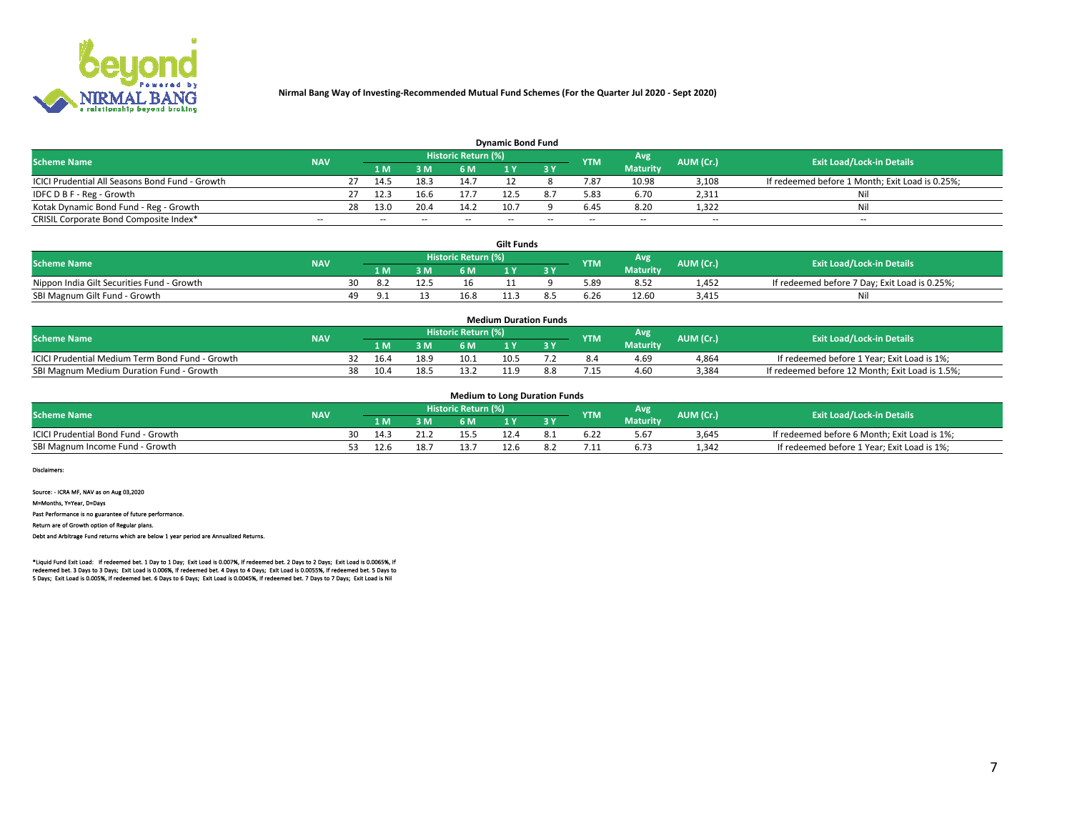Nirmal Bang Way of Investing-Recommended Mutual Fund Schemes (For the Quarter Jul 2020 - Sept 2020)

### Dynamic Bond Fund

| Scheme Name | NAV | Historic Return (%) | | | | | YTM | Avg Maturity | AUM (Cr.) | Exit Load/Lock-in Details |
|---|---|---|---|---|---|---|---|---|---|---|
| | | 1 M | 3 M | 6 M | 1 Y | 3 Y | | | | |
| ICICI Prudential All Seasons Bond Fund - Growth | 27 | 14.5 | 18.3 | 14.7 | 12 | 8 | 7.87 | 10.98 | 3,108 | If redeemed before 1 Month; Exit Load is 0.25%; |
| IDFC D B F - Reg - Growth | 27 | 12.3 | 16.6 | 17.7 | 12.5 | 8.7 | 5.83 | 6.70 | 2,311 | Nil |
| Kotak Dynamic Bond Fund - Reg - Growth | 28 | 13.0 | 20.4 | 14.2 | 10.7 | 9 | 6.45 | 8.20 | 1,322 | Nil |
| CRISIL Corporate Bond Composite Index* | -- | -- | -- | -- | -- | -- | -- | -- | -- | -- |

### Gilt Funds

| Scheme Name | NAV | Historic Return (%) | | | | | YTM | Avg Maturity | AUM (Cr.) | Exit Load/Lock-in Details |
|---|---|---|---|---|---|---|---|---|---|---|
| | | 1 M | 3 M | 6 M | 1 Y | 3 Y | | | | |
| Nippon India Gilt Securities Fund - Growth | 30 | 8.2 | 12.5 | 16 | 11 | 9 | 5.89 | 8.52 | 1,452 | If redeemed before 7 Day; Exit Load is 0.25%; |
| SBI Magnum Gilt Fund - Growth | 49 | 9.1 | 13 | 16.8 | 11.3 | 8.5 | 6.26 | 12.60 | 3,415 | Nil |

### Medium Duration Funds

| Scheme Name | NAV | Historic Return (%) | | | | | YTM | Avg Maturity | AUM (Cr.) | Exit Load/Lock-in Details |
|---|---|---|---|---|---|---|---|---|---|---|
| | | 1 M | 3 M | 6 M | 1 Y | 3 Y | | | | |
| ICICI Prudential Medium Term Bond Fund - Growth | 32 | 16.4 | 18.9 | 10.1 | 10.5 | 7.2 | 8.4 | 4.69 | 4,864 | If redeemed before 1 Year; Exit Load is 1%; |
| SBI Magnum Medium Duration Fund - Growth | 38 | 10.4 | 18.5 | 13.2 | 11.9 | 8.8 | 7.15 | 4.60 | 3,384 | If redeemed before 12 Month; Exit Load is 1.5%; |

### Medium to Long Duration Funds

| Scheme Name | NAV | Historic Return (%) | | | | | YTM | Avg Maturity | AUM (Cr.) | Exit Load/Lock-in Details |
|---|---|---|---|---|---|---|---|---|---|---|
| | | 1 M | 3 M | 6 M | 1 Y | 3 Y | | | | |
| ICICI Prudential Bond Fund - Growth | 30 | 14.3 | 21.2 | 15.5 | 12.4 | 8.1 | 6.22 | 5.67 | 3,645 | If redeemed before 6 Month; Exit Load is 1%; |
| SBI Magnum Income Fund - Growth | 53 | 12.6 | 18.7 | 13.7 | 12.6 | 8.2 | 7.11 | 6.73 | 1,342 | If redeemed before 1 Year; Exit Load is 1%; |

Disclaimers:

Source: - ICRA MF, NAV as on Aug 03,2020

M=Months, Y=Year, D=Days

Past Performance is no guarantee of future performance.

Return are of Growth option of Regular plans.

Debt and Arbitrage Fund returns which are below 1 year period are Annualized Returns.

*Liquid Fund Exit Load: If redeemed bet. 1 Day to 1 Day; Exit Load is 0.007%, If redeemed bet. 2 Days to 2 Days; Exit Load is 0.0065%, If redeemed bet. 3 Days to 3 Days; Exit Load is 0.006%, If redeemed bet. 4 Days to 4 Days; Exit Load is 0.0055%, If redeemed bet. 5 Days to 5 Days; Exit Load is 0.005%, If redeemed bet. 6 Days to 6 Days; Exit Load is 0.0045%, If redeemed bet. 7 Days to 7 Days; Exit Load is Nil